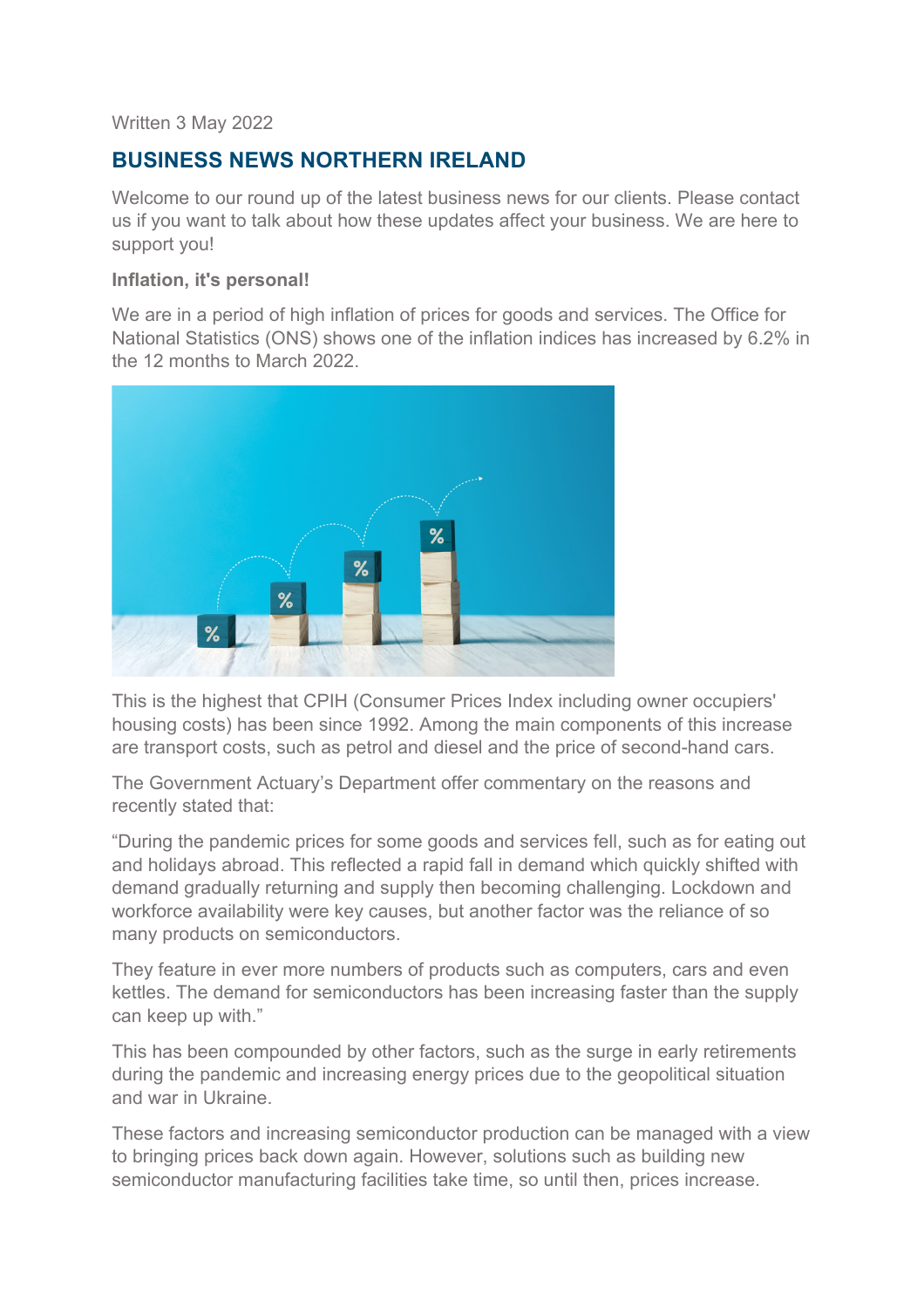Written 3 May 2022

## BUSINESS NEWS NORTHERN IRELAND

Welcome to our round up of the latest business news for our clients. Please contact us if you want to talk about how these updates affect your business. We are here to support you!

**Inflation, it's personal!**

We are in a period of high inflation of prices for goods and services. The Office for National Statistics (ONS) shows one of the inflation indices has increased by 6.2% in the 12 months to March 2022.

This is the highest that CPIH (Consumer Prices Index including owner occupiers' housing costs) has been since 1992. Among the main components of this increase are transport costs, such as petrol and diesel and the price of second-hand cars.

The Government Actuary's Department offer commentary on the reasons and recently stated that:

"During the pandemic prices for some goods and services fell, such as for eating out and holidays abroad. This reflected a rapid fall in demand which quickly shifted with demand gradually returning and supply then becoming challenging. Lockdown and workforce availability were key causes, but another factor was the reliance of so many products on semiconductors.

They feature in ever more numbers of products such as computers, cars and even kettles. The demand for semiconductors has been increasing faster than the supply can keep up with."

This has been compounded by other factors, such as the surge in early retirements during the pandemic and increasing energy prices due to the geopolitical situation and war in Ukraine.

These factors and increasing semiconductor production can be managed with a view to bringing prices back down again. However, solutions such as building new semiconductor manufacturing facilities take time, so until then, prices increase.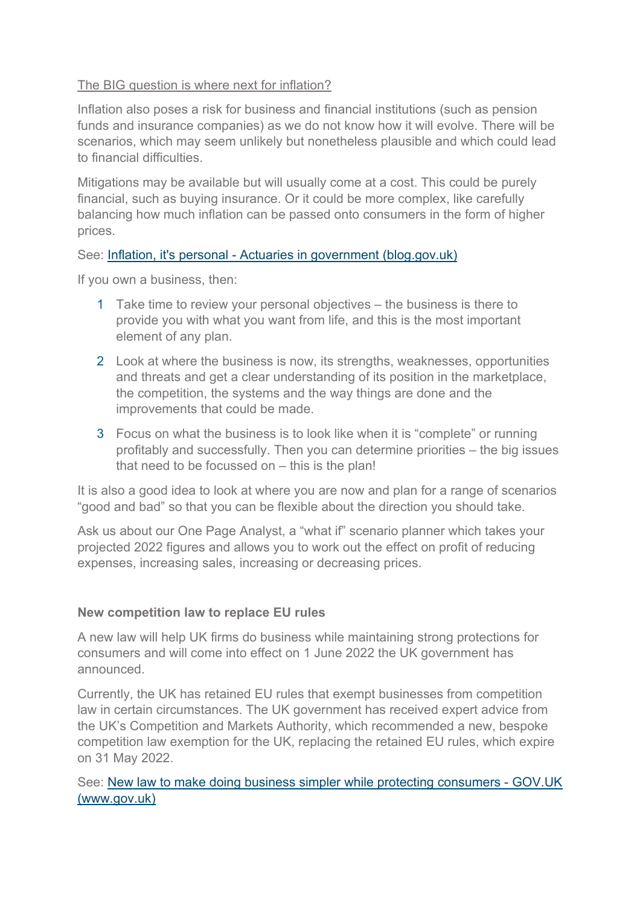The BIG question is where next for inflation?

Inflation also poses a risk for business and financial institutions (such as pension funds and insurance companies) as we do not know how it will evolve. There will be scenarios, which may seem unlikely but nonetheless plausible and which could lead to financial difficulties.

Mitigations may be available but will usually come at a cost. This could be purely financial, such as buying insurance. Or it could be more complex, like carefully balancing how much inflation can be passed onto consumers in the form of higher prices.

See: [Inflation, it's personal - Actuaries in government (blog.gov.uk)]()

If you own a business, then:

1. Take time to review your personal objectives – the business is there to provide you with what you want from life, and this is the most important element of any plan.
2. Look at where the business is now, its strengths, weaknesses, opportunities and threats and get a clear understanding of its position in the marketplace, the competition, the systems and the way things are done and the improvements that could be made.
3. Focus on what the business is to look like when it is "complete" or running profitably and successfully. Then you can determine priorities – the big issues that need to be focussed on – this is the plan!

It is also a good idea to look at where you are now and plan for a range of scenarios "good and bad" so that you can be flexible about the direction you should take.

Ask us about our One Page Analyst, a "what if" scenario planner which takes your projected 2022 figures and allows you to work out the effect on profit of reducing expenses, increasing sales, increasing or decreasing prices.

**New competition law to replace EU rules**

A new law will help UK firms do business while maintaining strong protections for consumers and will come into effect on 1 June 2022 the UK government has announced.

Currently, the UK has retained EU rules that exempt businesses from competition law in certain circumstances. The UK government has received expert advice from the UK's Competition and Markets Authority, which recommended a new, bespoke competition law exemption for the UK, replacing the retained EU rules, which expire on 31 May 2022.

See: [New law to make doing business simpler while protecting consumers - GOV.UK (www.gov.uk)]()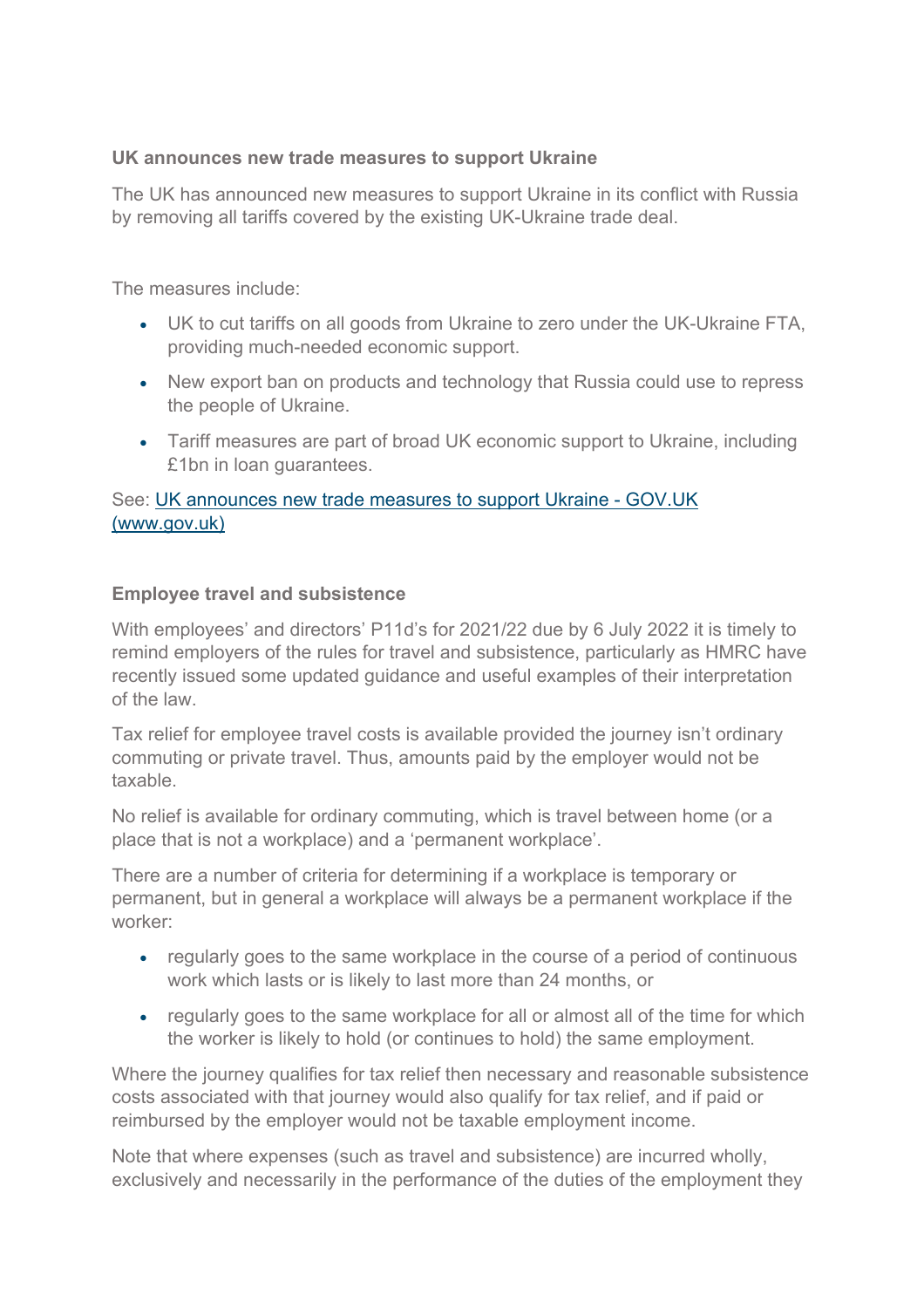### UK announces new trade measures to support Ukraine

The UK has announced new measures to support Ukraine in its conflict with Russia by removing all tariffs covered by the existing UK-Ukraine trade deal.

The measures include:

- UK to cut tariffs on all goods from Ukraine to zero under the UK-Ukraine FTA, providing much-needed economic support.
- New export ban on products and technology that Russia could use to repress the people of Ukraine.
- Tariff measures are part of broad UK economic support to Ukraine, including £1bn in loan guarantees.

See: [UK announces new trade measures to support Ukraine - GOV.UK (www.gov.uk)](www.gov.uk)

### Employee travel and subsistence

With employees' and directors' P11d's for 2021/22 due by 6 July 2022 it is timely to remind employers of the rules for travel and subsistence, particularly as HMRC have recently issued some updated guidance and useful examples of their interpretation of the law.

Tax relief for employee travel costs is available provided the journey isn't ordinary commuting or private travel. Thus, amounts paid by the employer would not be taxable.

No relief is available for ordinary commuting, which is travel between home (or a place that is not a workplace) and a 'permanent workplace'.

There are a number of criteria for determining if a workplace is temporary or permanent, but in general a workplace will always be a permanent workplace if the worker:

- regularly goes to the same workplace in the course of a period of continuous work which lasts or is likely to last more than 24 months, or
- regularly goes to the same workplace for all or almost all of the time for which the worker is likely to hold (or continues to hold) the same employment.

Where the journey qualifies for tax relief then necessary and reasonable subsistence costs associated with that journey would also qualify for tax relief, and if paid or reimbursed by the employer would not be taxable employment income.

Note that where expenses (such as travel and subsistence) are incurred wholly, exclusively and necessarily in the performance of the duties of the employment they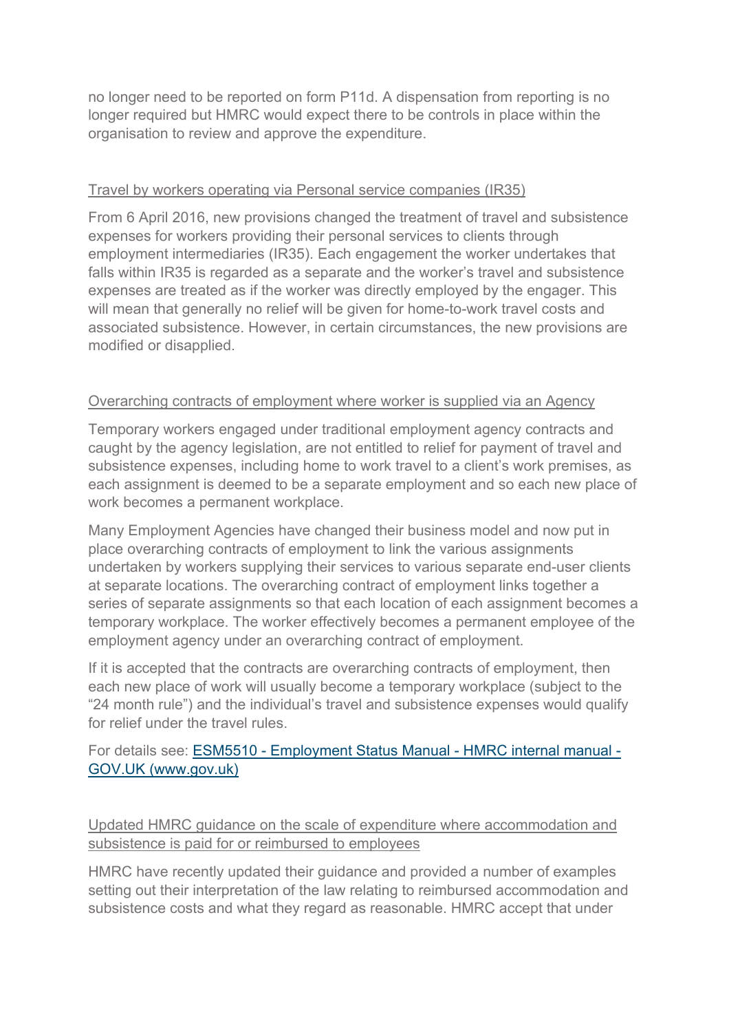no longer need to be reported on form P11d. A dispensation from reporting is no longer required but HMRC would expect there to be controls in place within the organisation to review and approve the expenditure.

## Travel by workers operating via Personal service companies (IR35)

From 6 April 2016, new provisions changed the treatment of travel and subsistence expenses for workers providing their personal services to clients through employment intermediaries (IR35). Each engagement the worker undertakes that falls within IR35 is regarded as a separate and the worker's travel and subsistence expenses are treated as if the worker was directly employed by the engager. This will mean that generally no relief will be given for home-to-work travel costs and associated subsistence. However, in certain circumstances, the new provisions are modified or disapplied.

## Overarching contracts of employment where worker is supplied via an Agency

Temporary workers engaged under traditional employment agency contracts and caught by the agency legislation, are not entitled to relief for payment of travel and subsistence expenses, including home to work travel to a client's work premises, as each assignment is deemed to be a separate employment and so each new place of work becomes a permanent workplace.

Many Employment Agencies have changed their business model and now put in place overarching contracts of employment to link the various assignments undertaken by workers supplying their services to various separate end-user clients at separate locations. The overarching contract of employment links together a series of separate assignments so that each location of each assignment becomes a temporary workplace. The worker effectively becomes a permanent employee of the employment agency under an overarching contract of employment.

If it is accepted that the contracts are overarching contracts of employment, then each new place of work will usually become a temporary workplace (subject to the "24 month rule") and the individual's travel and subsistence expenses would qualify for relief under the travel rules.

For details see: [ESM5510 - Employment Status Manual - HMRC internal manual - GOV.UK (www.gov.uk)]

## Updated HMRC guidance on the scale of expenditure where accommodation and subsistence is paid for or reimbursed to employees

HMRC have recently updated their guidance and provided a number of examples setting out their interpretation of the law relating to reimbursed accommodation and subsistence costs and what they regard as reasonable. HMRC accept that under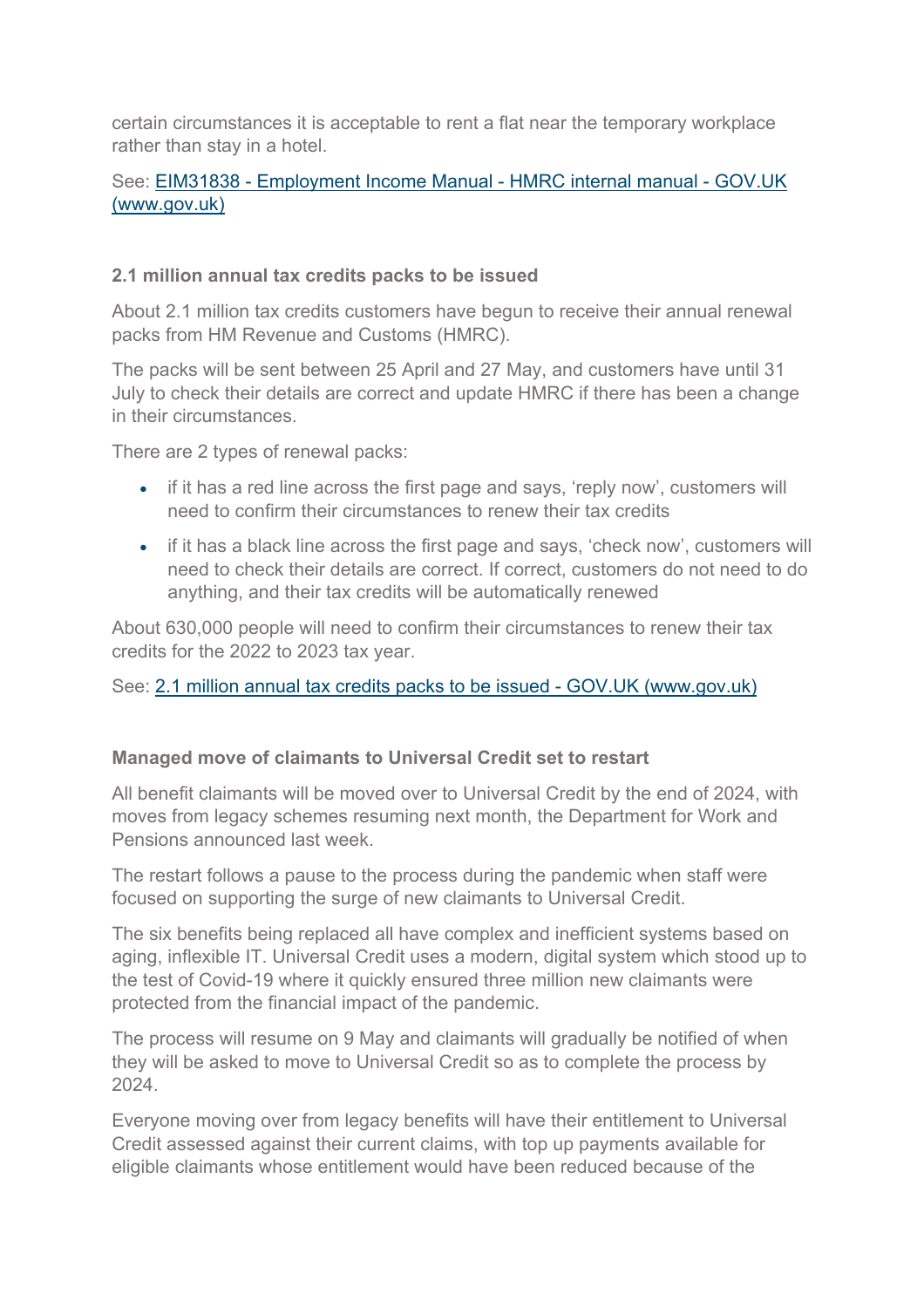certain circumstances it is acceptable to rent a flat near the temporary workplace rather than stay in a hotel.

See: [EIM31838 - Employment Income Manual - HMRC internal manual - GOV.UK (www.gov.uk)](www.gov.uk)

**2.1 million annual tax credits packs to be issued**

About 2.1 million tax credits customers have begun to receive their annual renewal packs from HM Revenue and Customs (HMRC).

The packs will be sent between 25 April and 27 May, and customers have until 31 July to check their details are correct and update HMRC if there has been a change in their circumstances.

There are 2 types of renewal packs:

- if it has a red line across the first page and says, 'reply now', customers will need to confirm their circumstances to renew their tax credits
- if it has a black line across the first page and says, 'check now', customers will need to check their details are correct. If correct, customers do not need to do anything, and their tax credits will be automatically renewed

About 630,000 people will need to confirm their circumstances to renew their tax credits for the 2022 to 2023 tax year.

See: [2.1 million annual tax credits packs to be issued - GOV.UK (www.gov.uk)](www.gov.uk)

**Managed move of claimants to Universal Credit set to restart**

All benefit claimants will be moved over to Universal Credit by the end of 2024, with moves from legacy schemes resuming next month, the Department for Work and Pensions announced last week.

The restart follows a pause to the process during the pandemic when staff were focused on supporting the surge of new claimants to Universal Credit.

The six benefits being replaced all have complex and inefficient systems based on aging, inflexible IT. Universal Credit uses a modern, digital system which stood up to the test of Covid-19 where it quickly ensured three million new claimants were protected from the financial impact of the pandemic.

The process will resume on 9 May and claimants will gradually be notified of when they will be asked to move to Universal Credit so as to complete the process by 2024.

Everyone moving over from legacy benefits will have their entitlement to Universal Credit assessed against their current claims, with top up payments available for eligible claimants whose entitlement would have been reduced because of the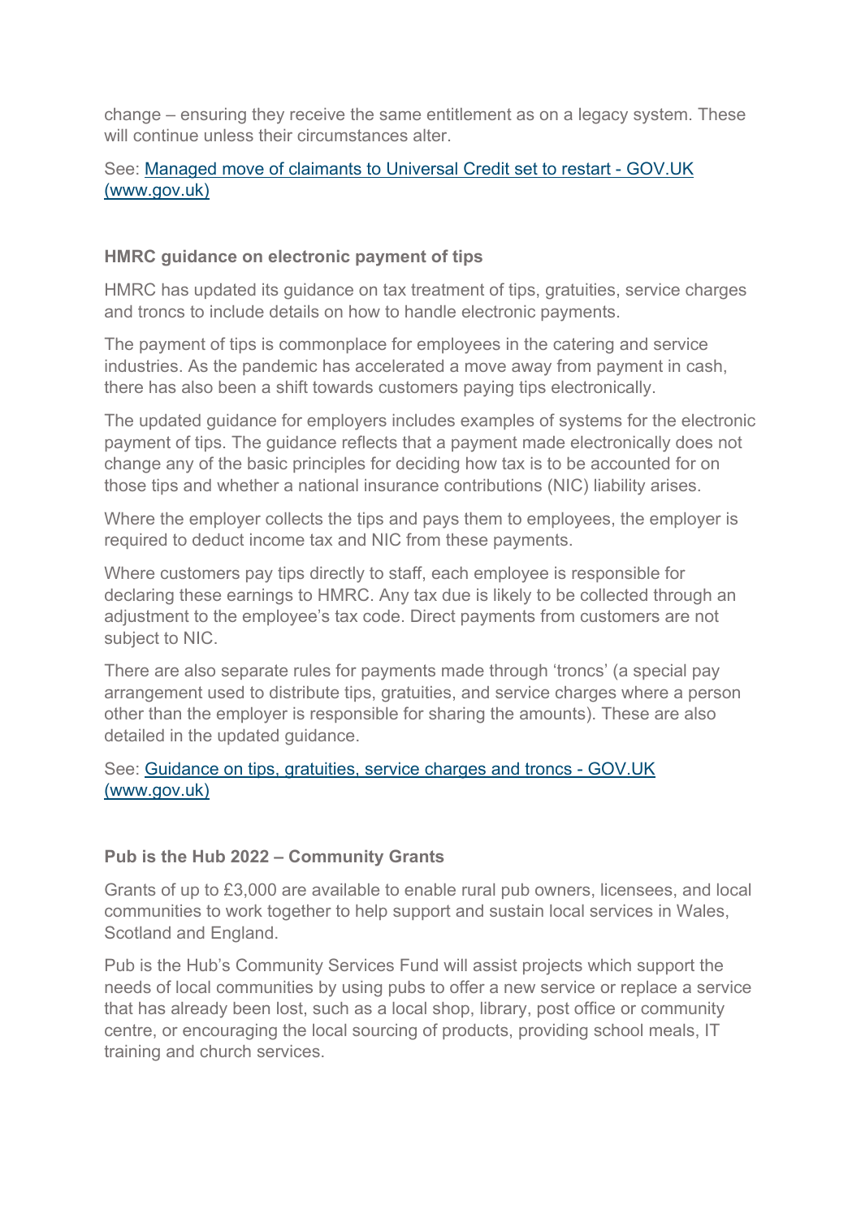change – ensuring they receive the same entitlement as on a legacy system. These will continue unless their circumstances alter.

See: [Managed move of claimants to Universal Credit set to restart - GOV.UK (www.gov.uk)]()

**HMRC guidance on electronic payment of tips**

HMRC has updated its guidance on tax treatment of tips, gratuities, service charges and troncs to include details on how to handle electronic payments.

The payment of tips is commonplace for employees in the catering and service industries. As the pandemic has accelerated a move away from payment in cash, there has also been a shift towards customers paying tips electronically.

The updated guidance for employers includes examples of systems for the electronic payment of tips. The guidance reflects that a payment made electronically does not change any of the basic principles for deciding how tax is to be accounted for on those tips and whether a national insurance contributions (NIC) liability arises.

Where the employer collects the tips and pays them to employees, the employer is required to deduct income tax and NIC from these payments.

Where customers pay tips directly to staff, each employee is responsible for declaring these earnings to HMRC. Any tax due is likely to be collected through an adjustment to the employee's tax code. Direct payments from customers are not subject to NIC.

There are also separate rules for payments made through 'troncs' (a special pay arrangement used to distribute tips, gratuities, and service charges where a person other than the employer is responsible for sharing the amounts). These are also detailed in the updated guidance.

See: [Guidance on tips, gratuities, service charges and troncs - GOV.UK (www.gov.uk)]()

**Pub is the Hub 2022 – Community Grants**

Grants of up to £3,000 are available to enable rural pub owners, licensees, and local communities to work together to help support and sustain local services in Wales, Scotland and England.

Pub is the Hub's Community Services Fund will assist projects which support the needs of local communities by using pubs to offer a new service or replace a service that has already been lost, such as a local shop, library, post office or community centre, or encouraging the local sourcing of products, providing school meals, IT training and church services.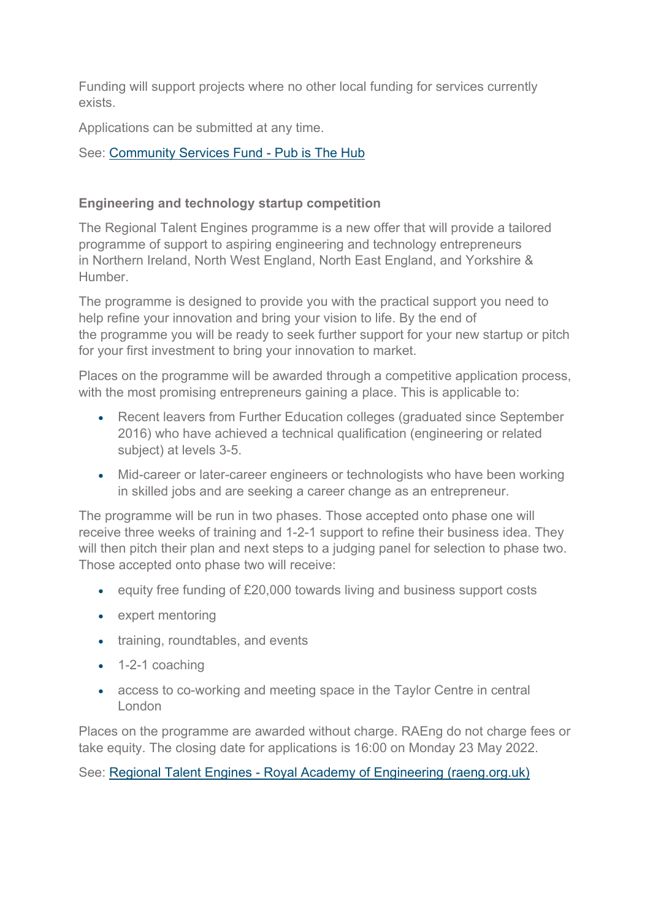Funding will support projects where no other local funding for services currently exists.

Applications can be submitted at any time.

See: [Community Services Fund - Pub is The Hub]

**Engineering and technology startup competition**

The Regional Talent Engines programme is a new offer that will provide a tailored programme of support to aspiring engineering and technology entrepreneurs in Northern Ireland, North West England, North East England, and Yorkshire & Humber.

The programme is designed to provide you with the practical support you need to help refine your innovation and bring your vision to life. By the end of the programme you will be ready to seek further support for your new startup or pitch for your first investment to bring your innovation to market.

Places on the programme will be awarded through a competitive application process, with the most promising entrepreneurs gaining a place. This is applicable to:

- Recent leavers from Further Education colleges (graduated since September 2016) who have achieved a technical qualification (engineering or related subject) at levels 3-5.
- Mid-career or later-career engineers or technologists who have been working in skilled jobs and are seeking a career change as an entrepreneur.

The programme will be run in two phases. Those accepted onto phase one will receive three weeks of training and 1-2-1 support to refine their business idea. They will then pitch their plan and next steps to a judging panel for selection to phase two. Those accepted onto phase two will receive:

- equity free funding of £20,000 towards living and business support costs
- expert mentoring
- training, roundtables, and events
- 1-2-1 coaching
- access to co-working and meeting space in the Taylor Centre in central London

Places on the programme are awarded without charge. RAEng do not charge fees or take equity. The closing date for applications is 16:00 on Monday 23 May 2022.

See: [Regional Talent Engines - Royal Academy of Engineering (raeng.org.uk)]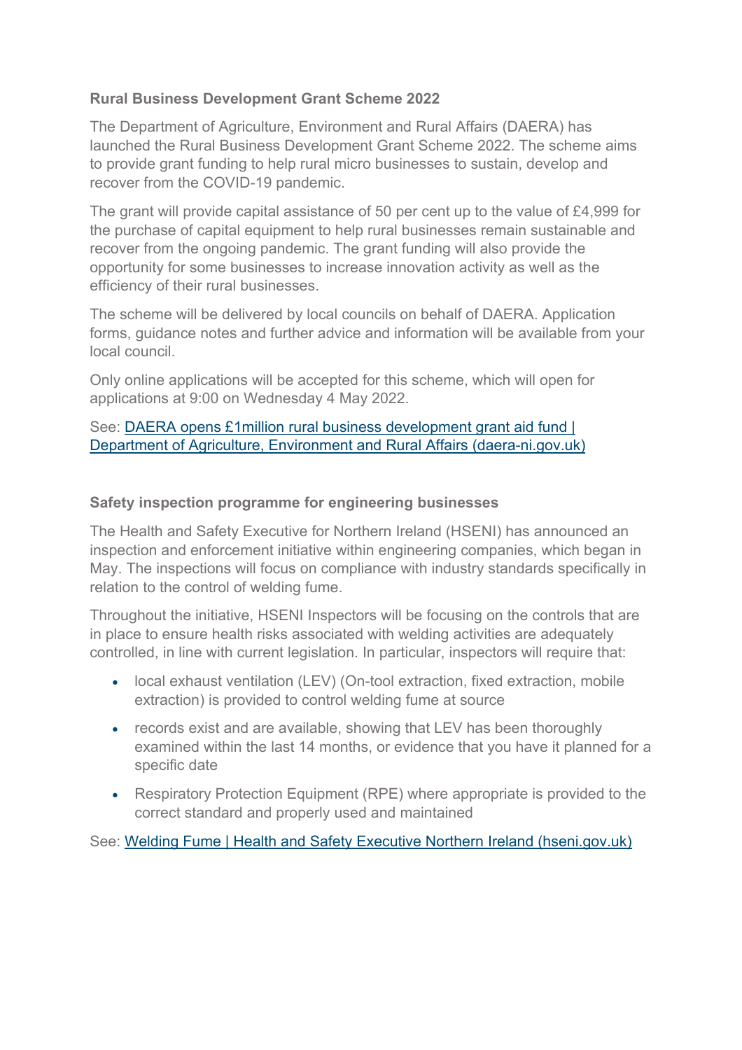**Rural Business Development Grant Scheme 2022**

The Department of Agriculture, Environment and Rural Affairs (DAERA) has launched the Rural Business Development Grant Scheme 2022. The scheme aims to provide grant funding to help rural micro businesses to sustain, develop and recover from the COVID-19 pandemic.

The grant will provide capital assistance of 50 per cent up to the value of £4,999 for the purchase of capital equipment to help rural businesses remain sustainable and recover from the ongoing pandemic. The grant funding will also provide the opportunity for some businesses to increase innovation activity as well as the efficiency of their rural businesses.

The scheme will be delivered by local councils on behalf of DAERA. Application forms, guidance notes and further advice and information will be available from your local council.

Only online applications will be accepted for this scheme, which will open for applications at 9:00 on Wednesday 4 May 2022.

See: DAERA opens £1million rural business development grant aid fund | Department of Agriculture, Environment and Rural Affairs (daera-ni.gov.uk)

**Safety inspection programme for engineering businesses**

The Health and Safety Executive for Northern Ireland (HSENI) has announced an inspection and enforcement initiative within engineering companies, which began in May. The inspections will focus on compliance with industry standards specifically in relation to the control of welding fume.

Throughout the initiative, HSENI Inspectors will be focusing on the controls that are in place to ensure health risks associated with welding activities are adequately controlled, in line with current legislation. In particular, inspectors will require that:

- local exhaust ventilation (LEV) (On-tool extraction, fixed extraction, mobile extraction) is provided to control welding fume at source
- records exist and are available, showing that LEV has been thoroughly examined within the last 14 months, or evidence that you have it planned for a specific date
- Respiratory Protection Equipment (RPE) where appropriate is provided to the correct standard and properly used and maintained

See: Welding Fume | Health and Safety Executive Northern Ireland (hseni.gov.uk)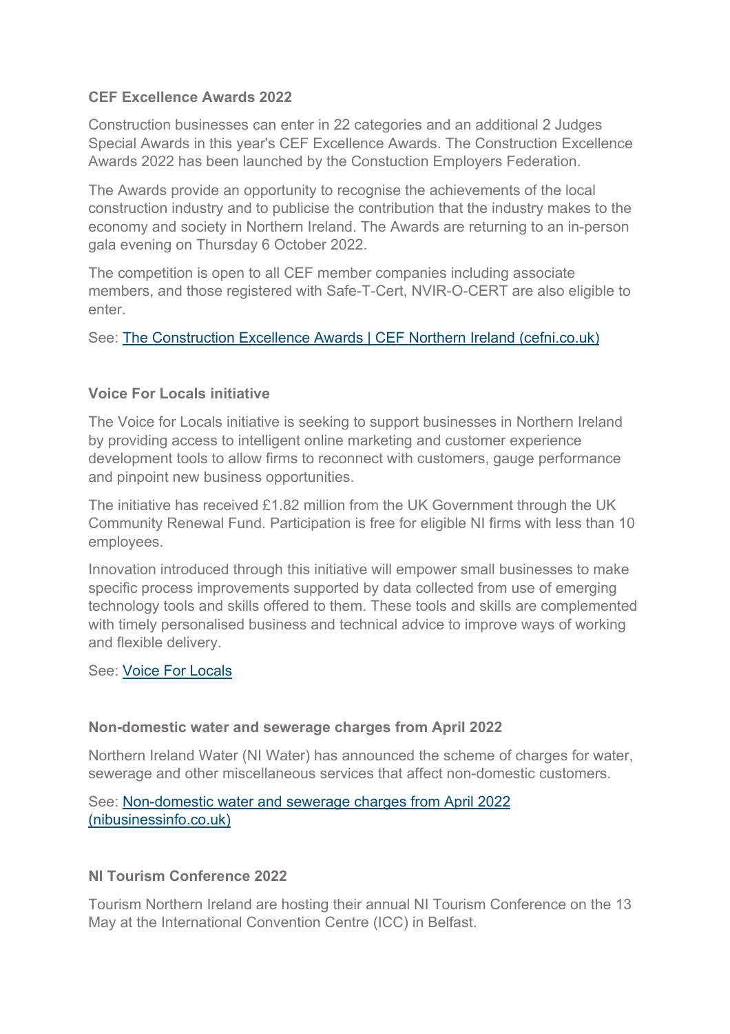**CEF Excellence Awards 2022**

Construction businesses can enter in 22 categories and an additional 2 Judges Special Awards in this year's CEF Excellence Awards. The Construction Excellence Awards 2022 has been launched by the Constuction Employers Federation.

The Awards provide an opportunity to recognise the achievements of the local construction industry and to publicise the contribution that the industry makes to the economy and society in Northern Ireland. The Awards are returning to an in-person gala evening on Thursday 6 October 2022.

The competition is open to all CEF member companies including associate members, and those registered with Safe-T-Cert, NVIR-O-CERT are also eligible to enter.

See: [The Construction Excellence Awards | CEF Northern Ireland (cefni.co.uk)]

**Voice For Locals initiative**

The Voice for Locals initiative is seeking to support businesses in Northern Ireland by providing access to intelligent online marketing and customer experience development tools to allow firms to reconnect with customers, gauge performance and pinpoint new business opportunities.

The initiative has received £1.82 million from the UK Government through the UK Community Renewal Fund. Participation is free for eligible NI firms with less than 10 employees.

Innovation introduced through this initiative will empower small businesses to make specific process improvements supported by data collected from use of emerging technology tools and skills offered to them. These tools and skills are complemented with timely personalised business and technical advice to improve ways of working and flexible delivery.

See: [Voice For Locals]

**Non-domestic water and sewerage charges from April 2022**

Northern Ireland Water (NI Water) has announced the scheme of charges for water, sewerage and other miscellaneous services that affect non-domestic customers.

See: [Non-domestic water and sewerage charges from April 2022 (nibusinessinfo.co.uk)]

**NI Tourism Conference 2022**

Tourism Northern Ireland are hosting their annual NI Tourism Conference on the 13 May at the International Convention Centre (ICC) in Belfast.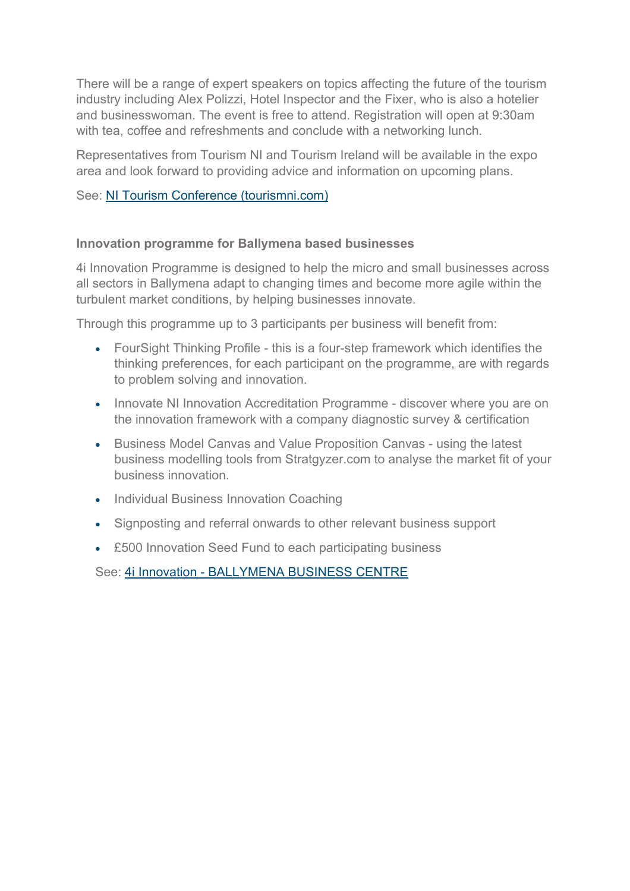There will be a range of expert speakers on topics affecting the future of the tourism industry including Alex Polizzi, Hotel Inspector and the Fixer, who is also a hotelier and businesswoman. The event is free to attend. Registration will open at 9:30am with tea, coffee and refreshments and conclude with a networking lunch.

Representatives from Tourism NI and Tourism Ireland will be available in the expo area and look forward to providing advice and information on upcoming plans.

See: [NI Tourism Conference (tourismni.com)]()

**Innovation programme for Ballymena based businesses**

4i Innovation Programme is designed to help the micro and small businesses across all sectors in Ballymena adapt to changing times and become more agile within the turbulent market conditions, by helping businesses innovate.

Through this programme up to 3 participants per business will benefit from:

- FourSight Thinking Profile - this is a four-step framework which identifies the thinking preferences, for each participant on the programme, are with regards to problem solving and innovation.
- Innovate NI Innovation Accreditation Programme - discover where you are on the innovation framework with a company diagnostic survey & certification
- Business Model Canvas and Value Proposition Canvas - using the latest business modelling tools from Stratgyzer.com to analyse the market fit of your business innovation.
- Individual Business Innovation Coaching
- Signposting and referral onwards to other relevant business support
- £500 Innovation Seed Fund to each participating business

See: [4i Innovation - BALLYMENA BUSINESS CENTRE]()